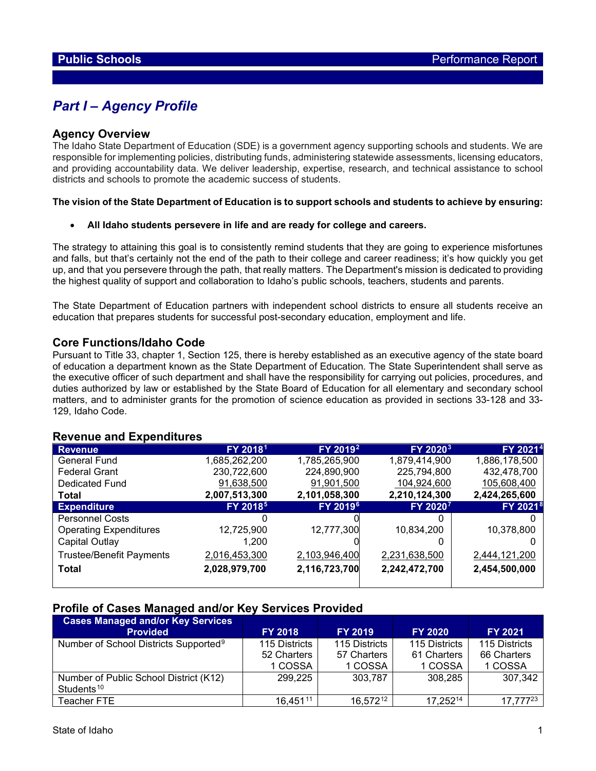**Public Schools** Performance Report

# *Part I – Agency Profile*

## Agency Overview

The Idaho State Department of Education (SDE) is a government agency supporting schools and students. We are responsible for implementing policies, distributing funds, administering statewide assessments, licensing educators, and providing accountability data. We deliver leadership, expertise, research, and technical assistance to school districts and schools to promote the academic success of students.

**The vision of the State Department of Education is to support schools and students to achieve by ensuring:**

- **All Idaho students persevere in life and are ready for college and careers.**

The strategy to attaining this goal is to consistently remind students that they are going to experience misfortunes and falls, but that's certainly not the end of the path to their college and career readiness; it's how quickly you get up, and that you persevere through the path, that really matters. The Department's mission is dedicated to providing the highest quality of support and collaboration to Idaho's public schools, teachers, students and parents.

The State Department of Education partners with independent school districts to ensure all students receive an education that prepares students for successful post-secondary education, employment and life.

## Core Functions/Idaho Code

Pursuant to Title 33, chapter 1, Section 125, there is hereby established as an executive agency of the state board of education a department known as the State Department of Education. The State Superintendent shall serve as the executive officer of such department and shall have the responsibility for carrying out policies, procedures, and duties authorized by law or established by the State Board of Education for all elementary and secondary school matters, and to administer grants for the promotion of science education as provided in sections 33-128 and 33-129, Idaho Code.

## Revenue and Expenditures

| Revenue | FY 2018[1] | FY 2019[2] | FY 2020[3] | FY 2021[4] |
|---|---|---|---|---|
| General Fund | 1,685,262,200 | 1,785,265,900 | 1,879,414,900 | 1,886,178,500 |
| Federal Grant | 230,722,600 | 224,890,900 | 225,794,800 | 432,478,700 |
| Dedicated Fund | 91,638,500 | 91,901,500 | 104,924,600 | 105,608,400 |
| **Total** | **2,007,513,300** | **2,101,058,300** | **2,210,124,300** | **2,424,265,600** |
| **Expenditure** | **FY 2018[5]** | **FY 2019[6]** | **FY 2020[7]** | **FY 2021[8]** |
| Personnel Costs | 0 | 0 | 0 | 0 |
| Operating Expenditures | 12,725,900 | 12,777,300 | 10,834,200 | 10,378,800 |
| Capital Outlay | 1,200 | 0 | 0 | 0 |
| Trustee/Benefit Payments | 2,016,453,300 | 2,103,946,400 | 2,231,638,500 | 2,444,121,200 |
| **Total** | **2,028,979,700** | **2,116,723,700** | **2,242,472,700** | **2,454,500,000** |

## Profile of Cases Managed and/or Key Services Provided

| Cases Managed and/or Key Services Provided | FY 2018 | FY 2019 | FY 2020 | FY 2021 |
|---|---|---|---|---|
| Number of School Districts Supported[9] | 115 Districts<br>52 Charters<br>1 COSSA | 115 Districts<br>57 Charters<br>1 COSSA | 115 Districts<br>61 Charters<br>1 COSSA | 115 Districts<br>66 Charters<br>1 COSSA |
| Number of Public School District (K12) Students[10] | 299,225 | 303,787 | 308,285 | 307,342 |
| Teacher FTE | 16,451[11] | 16,572[12] | 17,252[14] | 17,777[23] |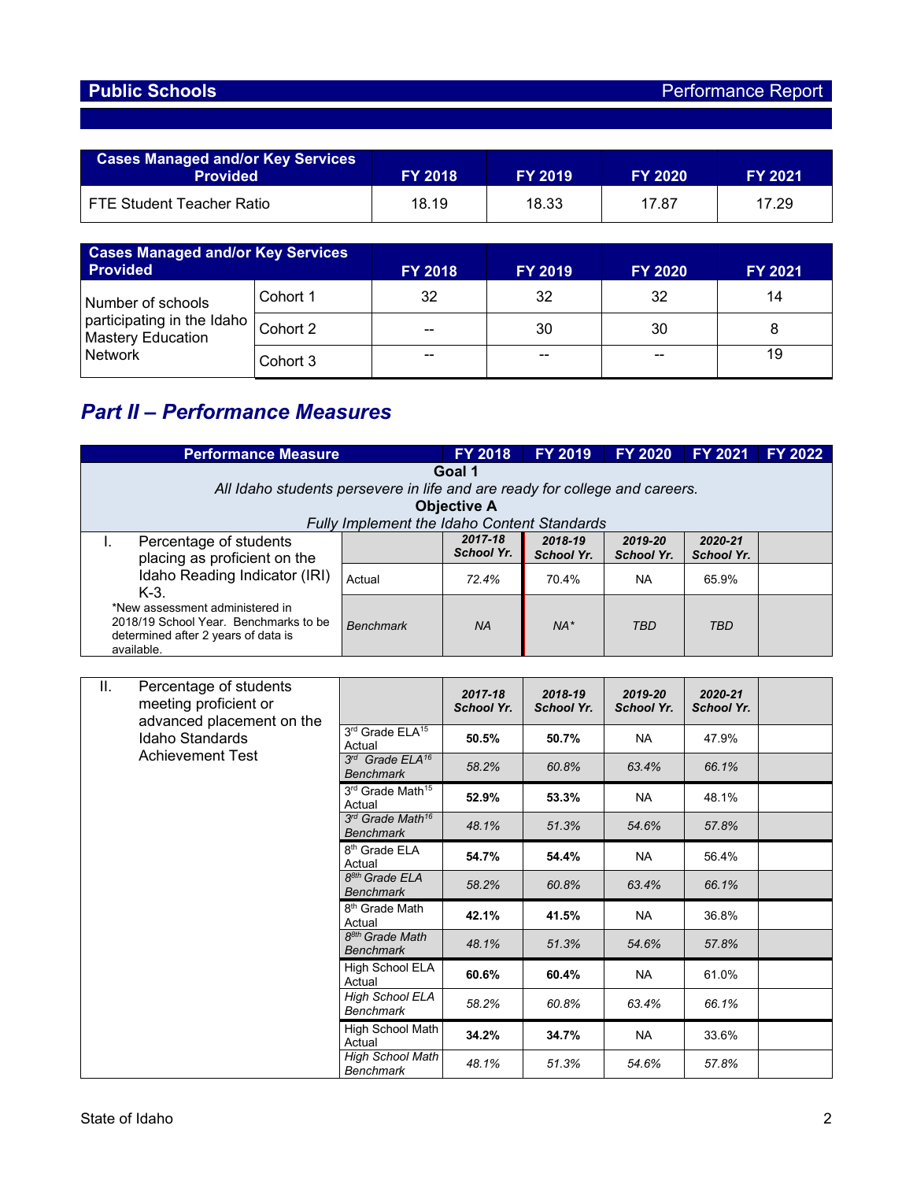| Cases Managed and/or Key Services Provided | FY 2018 | FY 2019 | FY 2020 | FY 2021 |
|---|---|---|---|---|
| FTE Student Teacher Ratio | 18.19 | 18.33 | 17.87 | 17.29 |

| Cases Managed and/or Key Services Provided | | FY 2018 | FY 2019 | FY 2020 | FY 2021 |
|---|---|---|---|---|---|
| Number of schools participating in the Idaho Mastery Education Network | Cohort 1 | 32 | 32 | 32 | 14 |
| | Cohort 2 | -- | 30 | 30 | 8 |
| | Cohort 3 | -- | -- | -- | 19 |

## *Part II – Performance Measures*

| Performance Measure | | FY 2018 | FY 2019 | FY 2020 | FY 2021 | FY 2022 |
|---|---|---|---|---|---|---|
| **Goal 1** *All Idaho students persevere in life and are ready for college and careers.* **Objective A** *Fully Implement the Idaho Content Standards* | | | | | | |
| I. Percentage of students placing as proficient on the Idaho Reading Indicator (IRI) K-3. *New assessment administered in 2018/19 School Year. Benchmarks to be determined after 2 years of data is available. | | *2017-18 School Yr.* | *2018-19 School Yr.* | *2019-20 School Yr.* | *2020-21 School Yr.* | |
| | Actual | *72.4%* | 70.4% | NA | 65.9% | |
| | *Benchmark* | *NA* | *NA\** | *TBD* | *TBD* | |

| II. Percentage of students meeting proficient or advanced placement on the Idaho Standards Achievement Test | | *2017-18 School Yr.* | *2018-19 School Yr.* | *2019-20 School Yr.* | *2020-21 School Yr.* | |
|---|---|---|---|---|---|---|
| | 3rd Grade ELA[15] Actual | **50.5%** | **50.7%** | NA | 47.9% | |
| | *3rd Grade ELA[16] Benchmark* | *58.2%* | *60.8%* | *63.4%* | *66.1%* | |
| | 3rd Grade Math[15] Actual | **52.9%** | **53.3%** | NA | 48.1% | |
| | *3rd Grade Math[16] Benchmark* | *48.1%* | *51.3%* | *54.6%* | *57.8%* | |
| | 8th Grade ELA Actual | **54.7%** | **54.4%** | NA | 56.4% | |
| | *8th Grade ELA Benchmark* | *58.2%* | *60.8%* | *63.4%* | *66.1%* | |
| | 8th Grade Math Actual | **42.1%** | **41.5%** | NA | 36.8% | |
| | *8th Grade Math Benchmark* | *48.1%* | *51.3%* | *54.6%* | *57.8%* | |
| | High School ELA Actual | **60.6%** | **60.4%** | NA | 61.0% | |
| | *High School ELA Benchmark* | *58.2%* | *60.8%* | *63.4%* | *66.1%* | |
| | High School Math Actual | **34.2%** | **34.7%** | NA | 33.6% | |
| | *High School Math Benchmark* | *48.1%* | *51.3%* | *54.6%* | *57.8%* | |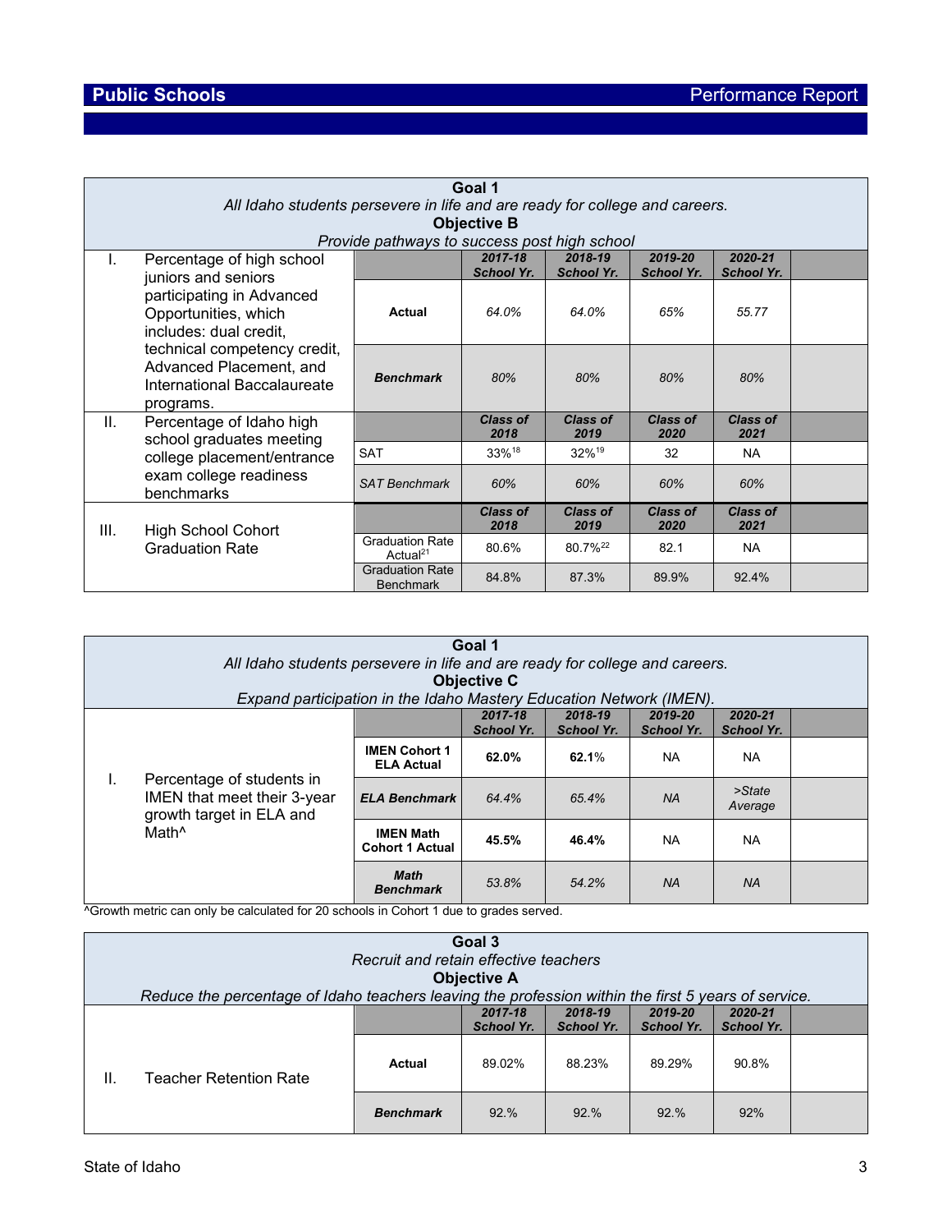| Goal 1<br>*All Idaho students persevere in life and are ready for college and careers.*<br>**Objective B**<br>*Provide pathways to success post high school* | | | | | | | |
|---|---|---|---|---|---|---|---|
| I. | Percentage of high school juniors and seniors participating in Advanced Opportunities, which includes: dual credit, technical competency credit, Advanced Placement, and International Baccalaureate programs. | | ***2017-18 School Yr.*** | ***2018-19 School Yr.*** | ***2019-20 School Yr.*** | ***2020-21 School Yr.*** | |
| | | **Actual** | *64.0%* | *64.0%* | *65%* | *55.77* | |
| | | ***Benchmark*** | *80%* | *80%* | *80%* | *80%* | |
| II. | Percentage of Idaho high school graduates meeting college placement/entrance exam college readiness benchmarks | | ***Class of 2018*** | ***Class of 2019*** | ***Class of 2020*** | ***Class of 2021*** | |
| | | SAT | 33%[18] | 32%[19] | 32 | NA | |
| | | *SAT Benchmark* | *60%* | *60%* | *60%* | *60%* | |
| III. | High School Cohort Graduation Rate | | ***Class of 2018*** | ***Class of 2019*** | ***Class of 2020*** | ***Class of 2021*** | |
| | | Graduation Rate Actual[21] | 80.6% | 80.7%[22] | 82.1 | NA | |
| | | Graduation Rate Benchmark | 84.8% | 87.3% | 89.9% | 92.4% | |

| Goal 1<br>*All Idaho students persevere in life and are ready for college and careers.*<br>**Objective C**<br>*Expand participation in the Idaho Mastery Education Network (IMEN).* | | | | | | | |
|---|---|---|---|---|---|---|---|
| | | | ***2017-18 School Yr.*** | ***2018-19 School Yr.*** | ***2019-20 School Yr.*** | ***2020-21 School Yr.*** | |
| I. | Percentage of students in IMEN that meet their 3-year growth target in ELA and Math^ | **IMEN Cohort 1 ELA Actual** | **62.0%** | **62.1**% | NA | NA | |
| | | ***ELA Benchmark*** | *64.4%* | *65.4%* | *NA* | *>State Average* | |
| | | **IMEN Math Cohort 1 Actual** | **45.5%** | **46.4%** | NA | NA | |
| | | ***Math Benchmark*** | *53.8%* | *54.2%* | *NA* | *NA* | |

^Growth metric can only be calculated for 20 schools in Cohort 1 due to grades served.

| Goal 3<br>*Recruit and retain effective teachers*<br>**Objective A**<br>*Reduce the percentage of Idaho teachers leaving the profession within the first 5 years of service.* | | | | | | | |
|---|---|---|---|---|---|---|---|
| | | | ***2017-18 School Yr.*** | ***2018-19 School Yr.*** | ***2019-20 School Yr.*** | ***2020-21 School Yr.*** | |
| II. | Teacher Retention Rate | **Actual** | 89.02% | 88.23% | 89.29% | 90.8% | |
| | | ***Benchmark*** | 92.% | 92.% | 92.% | 92% | |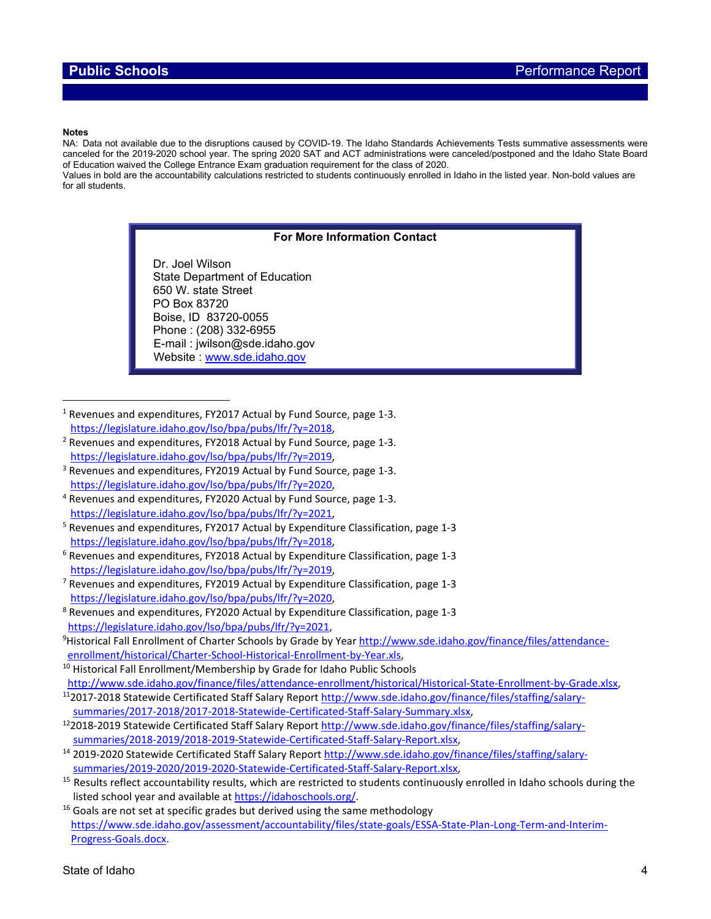**Notes**

NA: Data not available due to the disruptions caused by COVID-19. The Idaho Standards Achievements Tests summative assessments were canceled for the 2019-2020 school year. The spring 2020 SAT and ACT administrations were canceled/postponed and the Idaho State Board of Education waived the College Entrance Exam graduation requirement for the class of 2020.

Values in bold are the accountability calculations restricted to students continuously enrolled in Idaho in the listed year. Non-bold values are for all students.

**For More Information Contact**

Dr. Joel Wilson
State Department of Education
650 W. state Street
PO Box 83720
Boise, ID 83720-0055
Phone : (208) 332-6955
E-mail : jwilson@sde.idaho.gov
Website : www.sde.idaho.gov

---

[1] Revenues and expenditures, FY2017 Actual by Fund Source, page 1-3. https://legislature.idaho.gov/lso/bpa/pubs/lfr/?y=2018,

[2] Revenues and expenditures, FY2018 Actual by Fund Source, page 1-3. https://legislature.idaho.gov/lso/bpa/pubs/lfr/?y=2019,

[3] Revenues and expenditures, FY2019 Actual by Fund Source, page 1-3. https://legislature.idaho.gov/lso/bpa/pubs/lfr/?y=2020,

[4] Revenues and expenditures, FY2020 Actual by Fund Source, page 1-3. https://legislature.idaho.gov/lso/bpa/pubs/lfr/?y=2021,

[5] Revenues and expenditures, FY2017 Actual by Expenditure Classification, page 1-3 https://legislature.idaho.gov/lso/bpa/pubs/lfr/?y=2018,

[6] Revenues and expenditures, FY2018 Actual by Expenditure Classification, page 1-3 https://legislature.idaho.gov/lso/bpa/pubs/lfr/?y=2019,

[7] Revenues and expenditures, FY2019 Actual by Expenditure Classification, page 1-3 https://legislature.idaho.gov/lso/bpa/pubs/lfr/?y=2020,

[8] Revenues and expenditures, FY2020 Actual by Expenditure Classification, page 1-3 https://legislature.idaho.gov/lso/bpa/pubs/lfr/?y=2021,

[9] Historical Fall Enrollment of Charter Schools by Grade by Year http://www.sde.idaho.gov/finance/files/attendance-enrollment/historical/Charter-School-Historical-Enrollment-by-Year.xls,

[10] Historical Fall Enrollment/Membership by Grade for Idaho Public Schools http://www.sde.idaho.gov/finance/files/attendance-enrollment/historical/Historical-State-Enrollment-by-Grade.xlsx,

[11] 2017-2018 Statewide Certificated Staff Salary Report http://www.sde.idaho.gov/finance/files/staffing/salary-summaries/2017-2018/2017-2018-Statewide-Certificated-Staff-Salary-Summary.xlsx,

[12] 2018-2019 Statewide Certificated Staff Salary Report http://www.sde.idaho.gov/finance/files/staffing/salary-summaries/2018-2019/2018-2019-Statewide-Certificated-Staff-Salary-Report.xlsx,

[14] 2019-2020 Statewide Certificated Staff Salary Report http://www.sde.idaho.gov/finance/files/staffing/salary-summaries/2019-2020/2019-2020-Statewide-Certificated-Staff-Salary-Report.xlsx,

[15] Results reflect accountability results, which are restricted to students continuously enrolled in Idaho schools during the listed school year and available at https://idahoschools.org/.

[16] Goals are not set at specific grades but derived using the same methodology https://www.sde.idaho.gov/assessment/accountability/files/state-goals/ESSA-State-Plan-Long-Term-and-Interim-Progress-Goals.docx.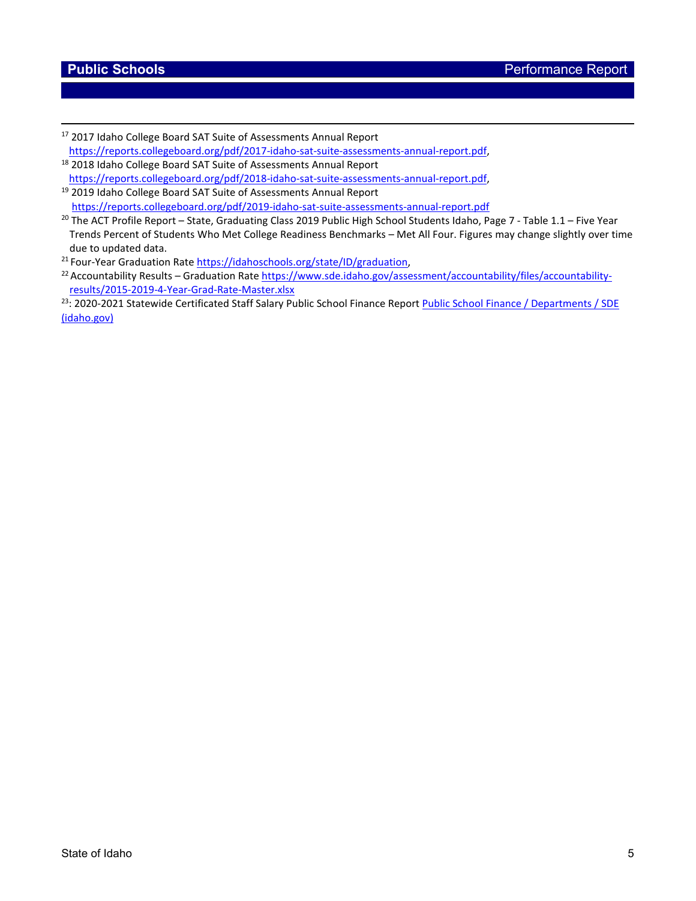[17] 2017 Idaho College Board SAT Suite of Assessments Annual Report https://reports.collegeboard.org/pdf/2017-idaho-sat-suite-assessments-annual-report.pdf,

[18] 2018 Idaho College Board SAT Suite of Assessments Annual Report https://reports.collegeboard.org/pdf/2018-idaho-sat-suite-assessments-annual-report.pdf,

[19] 2019 Idaho College Board SAT Suite of Assessments Annual Report https://reports.collegeboard.org/pdf/2019-idaho-sat-suite-assessments-annual-report.pdf

[20] The ACT Profile Report – State, Graduating Class 2019 Public High School Students Idaho, Page 7 - Table 1.1 – Five Year Trends Percent of Students Who Met College Readiness Benchmarks – Met All Four. Figures may change slightly over time due to updated data.

[21] Four-Year Graduation Rate https://idahoschools.org/state/ID/graduation,

[22] Accountability Results – Graduation Rate https://www.sde.idaho.gov/assessment/accountability/files/accountability-results/2015-2019-4-Year-Grad-Rate-Master.xlsx

[23]: 2020-2021 Statewide Certificated Staff Salary Public School Finance Report Public School Finance / Departments / SDE (idaho.gov)